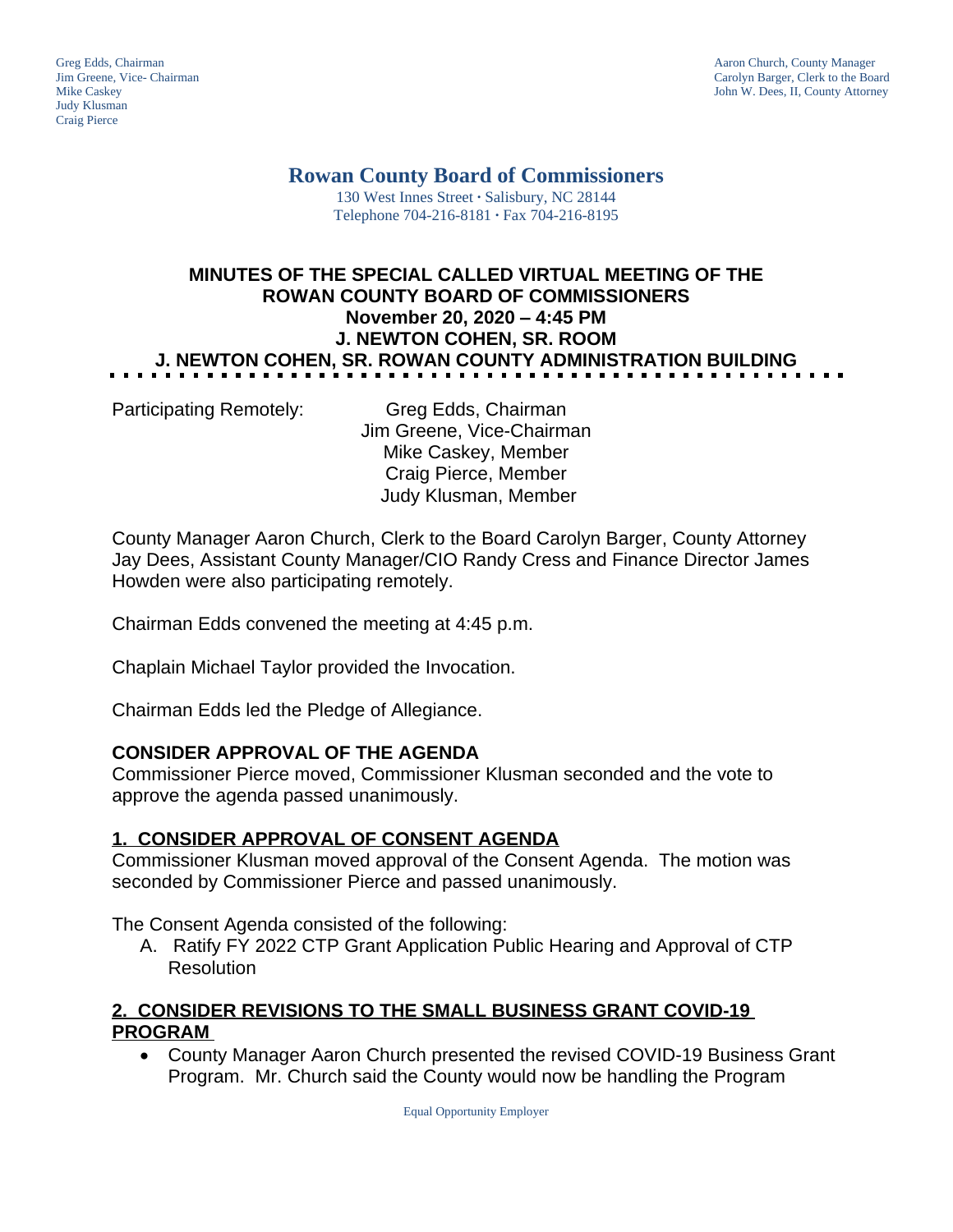Greg Edds, Chairman
Jim Greene, Vice- Chairman
Mike Caskey
Judy Klusman
Craig Pierce

Aaron Church, County Manager
Carolyn Barger, Clerk to the Board
John W. Dees, II, County Attorney

# Rowan County Board of Commissioners

130 West Innes Street · Salisbury, NC 28144
Telephone 704-216-8181 · Fax 704-216-8195

## MINUTES OF THE SPECIAL CALLED VIRTUAL MEETING OF THE ROWAN COUNTY BOARD OF COMMISSIONERS
## November 20, 2020 – 4:45 PM
## J. NEWTON COHEN, SR. ROOM
## J. NEWTON COHEN, SR. ROWAN COUNTY ADMINISTRATION BUILDING

Participating Remotely: Greg Edds, Chairman
Jim Greene, Vice-Chairman
Mike Caskey, Member
Craig Pierce, Member
Judy Klusman, Member

County Manager Aaron Church, Clerk to the Board Carolyn Barger, County Attorney Jay Dees, Assistant County Manager/CIO Randy Cress and Finance Director James Howden were also participating remotely.

Chairman Edds convened the meeting at 4:45 p.m.

Chaplain Michael Taylor provided the Invocation.

Chairman Edds led the Pledge of Allegiance.

**CONSIDER APPROVAL OF THE AGENDA**
Commissioner Pierce moved, Commissioner Klusman seconded and the vote to approve the agenda passed unanimously.

**1. CONSIDER APPROVAL OF CONSENT AGENDA**
Commissioner Klusman moved approval of the Consent Agenda. The motion was seconded by Commissioner Pierce and passed unanimously.

The Consent Agenda consisted of the following:

A. Ratify FY 2022 CTP Grant Application Public Hearing and Approval of CTP Resolution

**2. CONSIDER REVISIONS TO THE SMALL BUSINESS GRANT COVID-19 PROGRAM**

- County Manager Aaron Church presented the revised COVID-19 Business Grant Program. Mr. Church said the County would now be handling the Program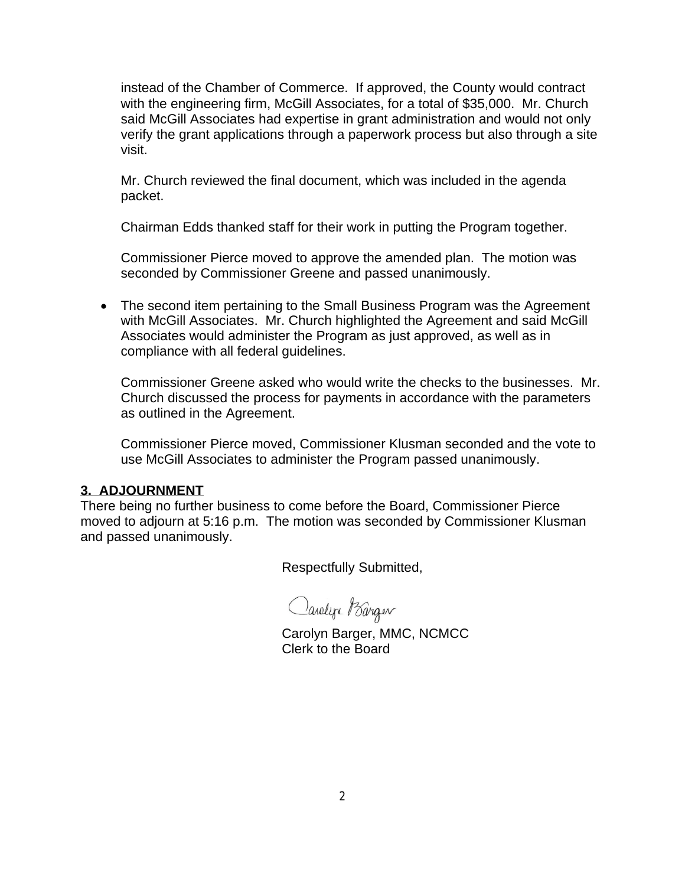instead of the Chamber of Commerce. If approved, the County would contract with the engineering firm, McGill Associates, for a total of $35,000. Mr. Church said McGill Associates had expertise in grant administration and would not only verify the grant applications through a paperwork process but also through a site visit.

Mr. Church reviewed the final document, which was included in the agenda packet.

Chairman Edds thanked staff for their work in putting the Program together.

Commissioner Pierce moved to approve the amended plan. The motion was seconded by Commissioner Greene and passed unanimously.

- The second item pertaining to the Small Business Program was the Agreement with McGill Associates. Mr. Church highlighted the Agreement and said McGill Associates would administer the Program as just approved, as well as in compliance with all federal guidelines.

  Commissioner Greene asked who would write the checks to the businesses. Mr. Church discussed the process for payments in accordance with the parameters as outlined in the Agreement.

  Commissioner Pierce moved, Commissioner Klusman seconded and the vote to use McGill Associates to administer the Program passed unanimously.

**3. ADJOURNMENT**

There being no further business to come before the Board, Commissioner Pierce moved to adjourn at 5:16 p.m. The motion was seconded by Commissioner Klusman and passed unanimously.

Respectfully Submitted,

Carolyn Barger

Carolyn Barger, MMC, NCMCC
Clerk to the Board